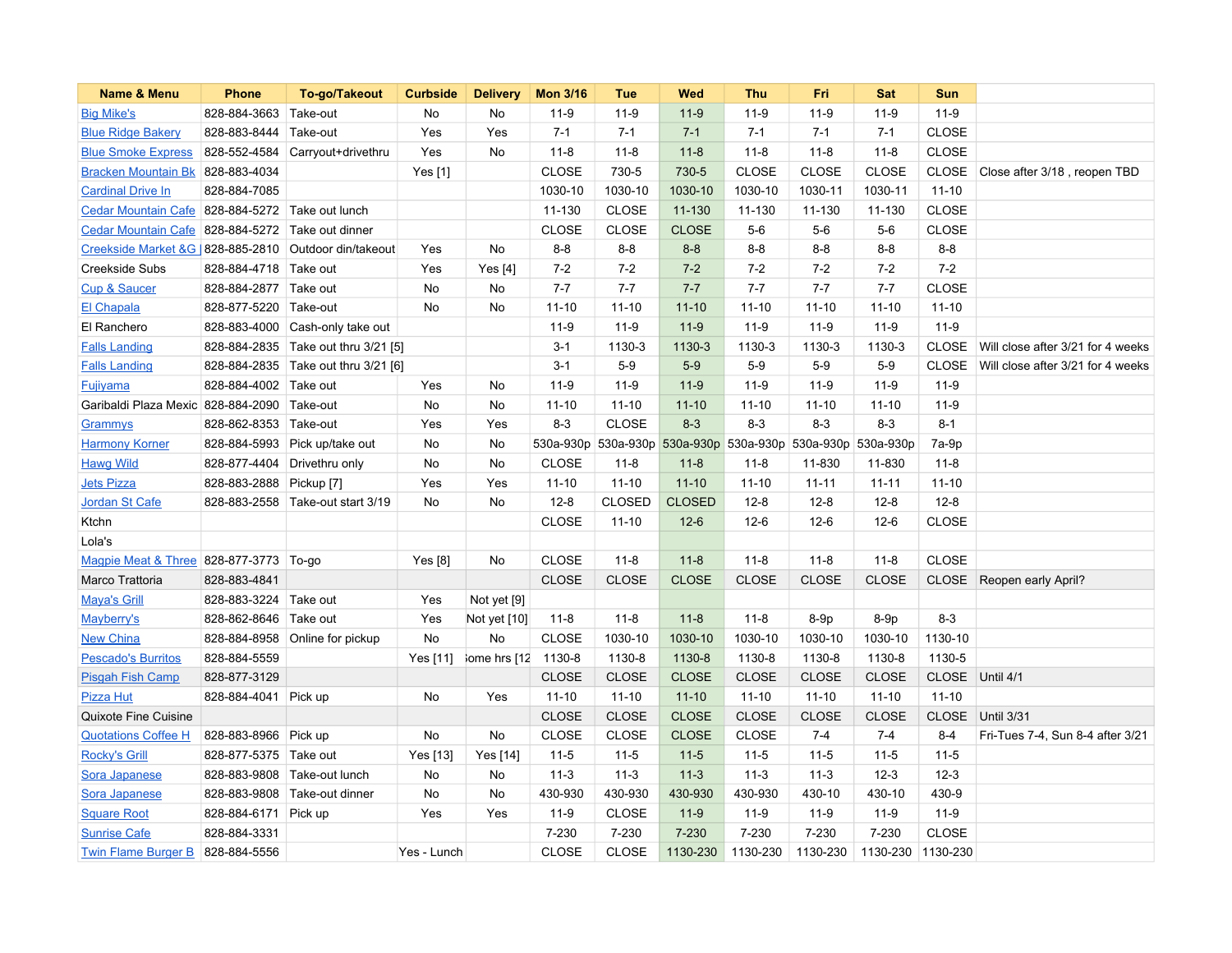| Name & Menu | Phone | To-go/Takeout | Curbside | Delivery | Mon 3/16 | Tue | Wed | Thu | Fri | Sat | Sun | |
|---|---|---|---|---|---|---|---|---|---|---|---|---|
| Big Mike's | 828-884-3663 | Take-out | No | No | 11-9 | 11-9 | 11-9 | 11-9 | 11-9 | 11-9 | 11-9 | |
| Blue Ridge Bakery | 828-883-8444 | Take-out | Yes | Yes | 7-1 | 7-1 | 7-1 | 7-1 | 7-1 | 7-1 | CLOSE | |
| Blue Smoke Express | 828-552-4584 | Carryout+drivethru | Yes | No | 11-8 | 11-8 | 11-8 | 11-8 | 11-8 | 11-8 | CLOSE | |
| Bracken Mountain Bk | 828-883-4034 | | Yes [1] | | CLOSE | 730-5 | 730-5 | CLOSE | CLOSE | CLOSE | CLOSE | Close after 3/18 , reopen TBD |
| Cardinal Drive In | 828-884-7085 | | | | 1030-10 | 1030-10 | 1030-10 | 1030-10 | 1030-11 | 1030-11 | 11-10 | |
| Cedar Mountain Cafe | 828-884-5272 | Take out lunch | | | 11-130 | CLOSE | 11-130 | 11-130 | 11-130 | 11-130 | CLOSE | |
| Cedar Mountain Cafe | 828-884-5272 | Take out dinner | | | CLOSE | CLOSE | CLOSE | 5-6 | 5-6 | 5-6 | CLOSE | |
| Creekside Market &G | 828-885-2810 | Outdoor din/takeout | Yes | No | 8-8 | 8-8 | 8-8 | 8-8 | 8-8 | 8-8 | 8-8 | |
| Creekside Subs | 828-884-4718 | Take out | Yes | Yes [4] | 7-2 | 7-2 | 7-2 | 7-2 | 7-2 | 7-2 | 7-2 | |
| Cup & Saucer | 828-884-2877 | Take out | No | No | 7-7 | 7-7 | 7-7 | 7-7 | 7-7 | 7-7 | CLOSE | |
| El Chapala | 828-877-5220 | Take-out | No | No | 11-10 | 11-10 | 11-10 | 11-10 | 11-10 | 11-10 | 11-10 | |
| El Ranchero | 828-883-4000 | Cash-only take out | | | 11-9 | 11-9 | 11-9 | 11-9 | 11-9 | 11-9 | 11-9 | |
| Falls Landing | 828-884-2835 | Take out thru 3/21 [5] | | | 3-1 | 1130-3 | 1130-3 | 1130-3 | 1130-3 | 1130-3 | CLOSE | Will close after 3/21 for 4 weeks |
| Falls Landing | 828-884-2835 | Take out thru 3/21 [6] | | | 3-1 | 5-9 | 5-9 | 5-9 | 5-9 | 5-9 | CLOSE | Will close after 3/21 for 4 weeks |
| Fujiyama | 828-884-4002 | Take out | Yes | No | 11-9 | 11-9 | 11-9 | 11-9 | 11-9 | 11-9 | 11-9 | |
| Garibaldi Plaza Mexic | 828-884-2090 | Take-out | No | No | 11-10 | 11-10 | 11-10 | 11-10 | 11-10 | 11-10 | 11-9 | |
| Grammys | 828-862-8353 | Take-out | Yes | Yes | 8-3 | CLOSE | 8-3 | 8-3 | 8-3 | 8-3 | 8-1 | |
| Harmony Korner | 828-884-5993 | Pick up/take out | No | No | 530a-930p | 530a-930p | 530a-930p | 530a-930p | 530a-930p | 530a-930p | 7a-9p | |
| Hawg Wild | 828-877-4404 | Drivethru only | No | No | CLOSE | 11-8 | 11-8 | 11-8 | 11-830 | 11-830 | 11-8 | |
| Jets Pizza | 828-883-2888 | Pickup [7] | Yes | Yes | 11-10 | 11-10 | 11-10 | 11-10 | 11-11 | 11-11 | 11-10 | |
| Jordan St Cafe | 828-883-2558 | Take-out start 3/19 | No | No | 12-8 | CLOSED | CLOSED | 12-8 | 12-8 | 12-8 | 12-8 | |
| Ktchn | | | | | CLOSE | 11-10 | 12-6 | 12-6 | 12-6 | 12-6 | CLOSE | |
| Lola's | | | | | | | | | | | | |
| Magpie Meat & Three | 828-877-3773 | To-go | Yes [8] | No | CLOSE | 11-8 | 11-8 | 11-8 | 11-8 | 11-8 | CLOSE | |
| Marco Trattoria | 828-883-4841 | | | | CLOSE | CLOSE | CLOSE | CLOSE | CLOSE | CLOSE | CLOSE | Reopen early April? |
| Maya's Grill | 828-883-3224 | Take out | Yes | Not yet [9] | | | | | | | | |
| Mayberry's | 828-862-8646 | Take out | Yes | Not yet [10] | 11-8 | 11-8 | 11-8 | 11-8 | 8-9p | 8-9p | 8-3 | |
| New China | 828-884-8958 | Online for pickup | No | No | CLOSE | 1030-10 | 1030-10 | 1030-10 | 1030-10 | 1030-10 | 1130-10 | |
| Pescado's Burritos | 828-884-5559 | | Yes [11] | ome hrs [12 | 1130-8 | 1130-8 | 1130-8 | 1130-8 | 1130-8 | 1130-8 | 1130-5 | |
| Pisgah Fish Camp | 828-877-3129 | | | | CLOSE | CLOSE | CLOSE | CLOSE | CLOSE | CLOSE | CLOSE | Until 4/1 |
| Pizza Hut | 828-884-4041 | Pick up | No | Yes | 11-10 | 11-10 | 11-10 | 11-10 | 11-10 | 11-10 | 11-10 | |
| Quixote Fine Cuisine | | | | | CLOSE | CLOSE | CLOSE | CLOSE | CLOSE | CLOSE | CLOSE | Until 3/31 |
| Quotations Coffee H | 828-883-8966 | Pick up | No | No | CLOSE | CLOSE | CLOSE | CLOSE | 7-4 | 7-4 | 8-4 | Fri-Tues 7-4, Sun 8-4 after 3/21 |
| Rocky's Grill | 828-877-5375 | Take out | Yes [13] | Yes [14] | 11-5 | 11-5 | 11-5 | 11-5 | 11-5 | 11-5 | 11-5 | |
| Sora Japanese | 828-883-9808 | Take-out lunch | No | No | 11-3 | 11-3 | 11-3 | 11-3 | 11-3 | 12-3 | 12-3 | |
| Sora Japanese | 828-883-9808 | Take-out dinner | No | No | 430-930 | 430-930 | 430-930 | 430-930 | 430-10 | 430-10 | 430-9 | |
| Square Root | 828-884-6171 | Pick up | Yes | Yes | 11-9 | CLOSE | 11-9 | 11-9 | 11-9 | 11-9 | 11-9 | |
| Sunrise Cafe | 828-884-3331 | | | | 7-230 | 7-230 | 7-230 | 7-230 | 7-230 | 7-230 | CLOSE | |
| Twin Flame Burger B | 828-884-5556 | | Yes - Lunch | | CLOSE | CLOSE | 1130-230 | 1130-230 | 1130-230 | 1130-230 | 1130-230 | |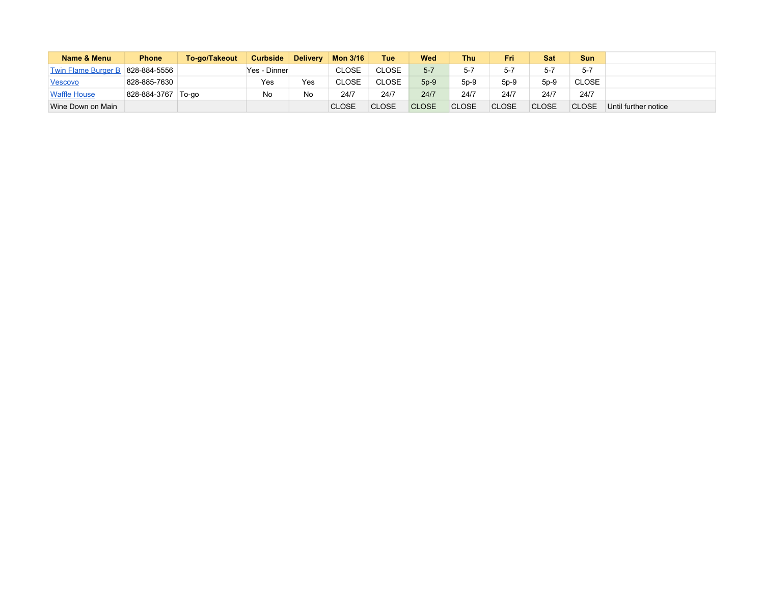| Name & Menu | Phone | To-go/Takeout | Curbside | Delivery | Mon 3/16 | Tue | Wed | Thu | Fri | Sat | Sun | |
|---|---|---|---|---|---|---|---|---|---|---|---|---|
| Twin Flame Burger B | 828-884-5556 | | Yes - Dinner | | CLOSE | CLOSE | 5-7 | 5-7 | 5-7 | 5-7 | 5-7 | |
| Vescovo | 828-885-7630 | | Yes | Yes | CLOSE | CLOSE | 5p-9 | 5p-9 | 5p-9 | 5p-9 | CLOSE | |
| Waffle House | 828-884-3767 | To-go | No | No | 24/7 | 24/7 | 24/7 | 24/7 | 24/7 | 24/7 | 24/7 | |
| Wine Down on Main | | | | | CLOSE | CLOSE | CLOSE | CLOSE | CLOSE | CLOSE | CLOSE | Until further notice |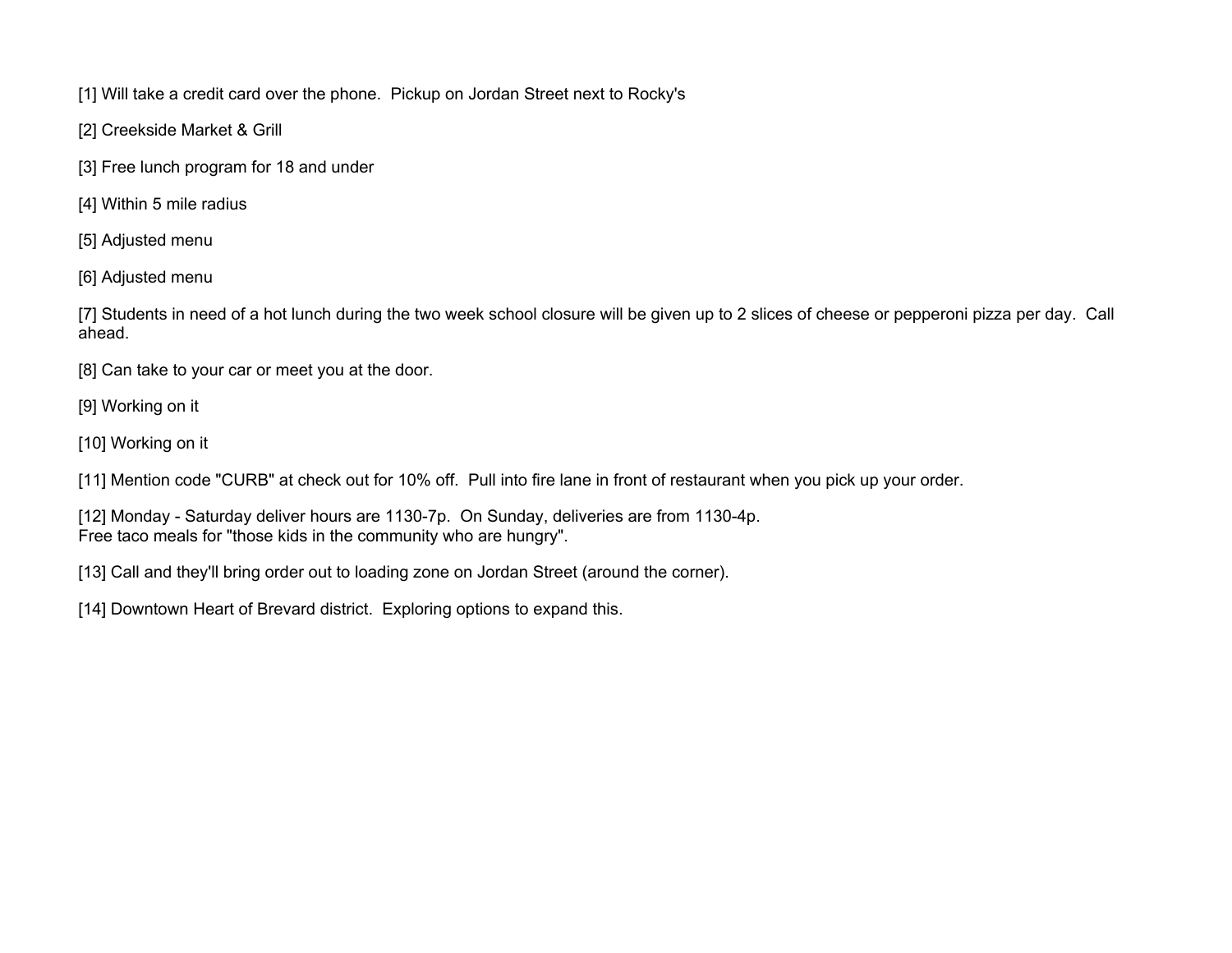[1] Will take a credit card over the phone.  Pickup on Jordan Street next to Rocky's

[2] Creekside Market & Grill

[3] Free lunch program for 18 and under

[4] Within 5 mile radius

[5] Adjusted menu

[6] Adjusted menu

[7] Students in need of a hot lunch during the two week school closure will be given up to 2 slices of cheese or pepperoni pizza per day.  Call ahead.

[8] Can take to your car or meet you at the door.

[9] Working on it

[10] Working on it

[11] Mention code "CURB" at check out for 10% off.  Pull into fire lane in front of restaurant when you pick up your order.

[12] Monday - Saturday deliver hours are 1130-7p.  On Sunday, deliveries are from 1130-4p.
Free taco meals for "those kids in the community who are hungry".

[13] Call and they'll bring order out to loading zone on Jordan Street (around the corner).

[14] Downtown Heart of Brevard district.  Exploring options to expand this.